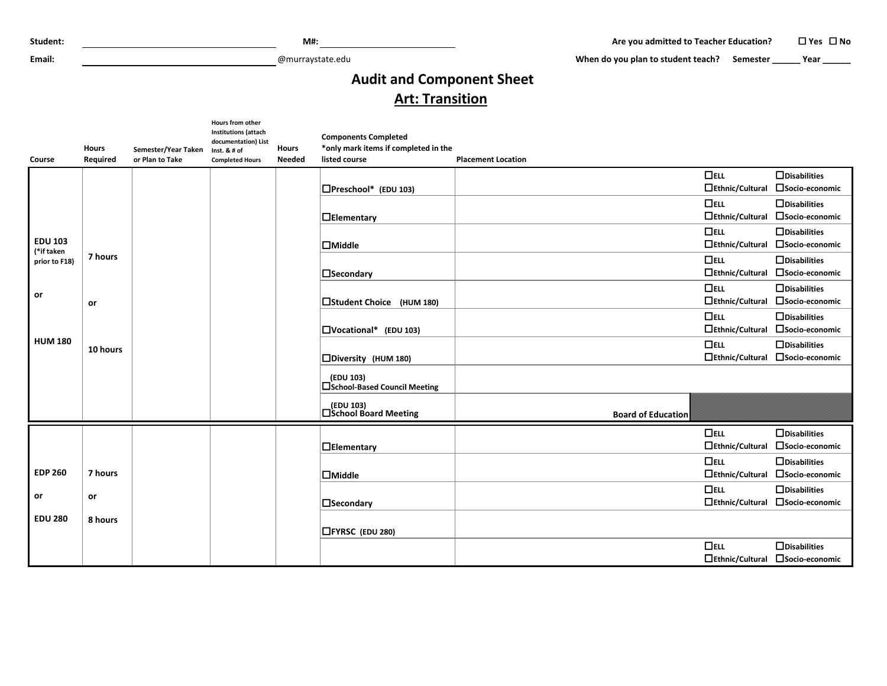**Student:** ____________________ **M#:** ____________________ **Are you admitted to Teacher Education?** ☐ Yes ☐ No

**Email:** ____________________@murraystate.edu **When do you plan to student teach?** Semester ______ Year ______

# Audit and Component Sheet

## Art: Transition

| Course | Hours Required | Semester/Year Taken or Plan to Take | Hours from other Institutions (attach documentation) List Inst. & # of Completed Hours | Hours Needed | Components Completed *only mark items if completed in the listed course | Placement Location | | |
|---|---|---|---|---|---|---|---|---|
| EDU 103 (*if taken prior to F18) | 7 hours | | | | ☐Preschool* (EDU 103) | | ☐ELL ☐Ethnic/Cultural | ☐Disabilities ☐Socio-economic |
| | | | | | ☐Elementary | | ☐ELL ☐Ethnic/Cultural | ☐Disabilities ☐Socio-economic |
| or | or | | | | ☐Middle | | ☐ELL ☐Ethnic/Cultural | ☐Disabilities ☐Socio-economic |
| | | | | | ☐Secondary | | ☐ELL ☐Ethnic/Cultural | ☐Disabilities ☐Socio-economic |
| HUM 180 | 10 hours | | | | ☐Student Choice (HUM 180) | | ☐ELL ☐Ethnic/Cultural | ☐Disabilities ☐Socio-economic |
| | | | | | ☐Vocational* (EDU 103) | | ☐ELL ☐Ethnic/Cultural | ☐Disabilities ☐Socio-economic |
| | | | | | ☐Diversity (HUM 180) | | ☐ELL ☐Ethnic/Cultural | ☐Disabilities ☐Socio-economic |
| | | | | | (EDU 103) ☐School-Based Council Meeting | | | |
| | | | | | (EDU 103) ☐School Board Meeting | Board of Education | | |
| EDP 260 | 7 hours | | | | ☐Elementary | | ☐ELL ☐Ethnic/Cultural | ☐Disabilities ☐Socio-economic |
| or | or | | | | ☐Middle | | ☐ELL ☐Ethnic/Cultural | ☐Disabilities ☐Socio-economic |
| EDU 280 | 8 hours | | | | ☐Secondary | | ☐ELL ☐Ethnic/Cultural | ☐Disabilities ☐Socio-economic |
| | | | | | ☐FYRSC (EDU 280) | | | |
| | | | | | | | ☐ELL ☐Ethnic/Cultural | ☐Disabilities ☐Socio-economic |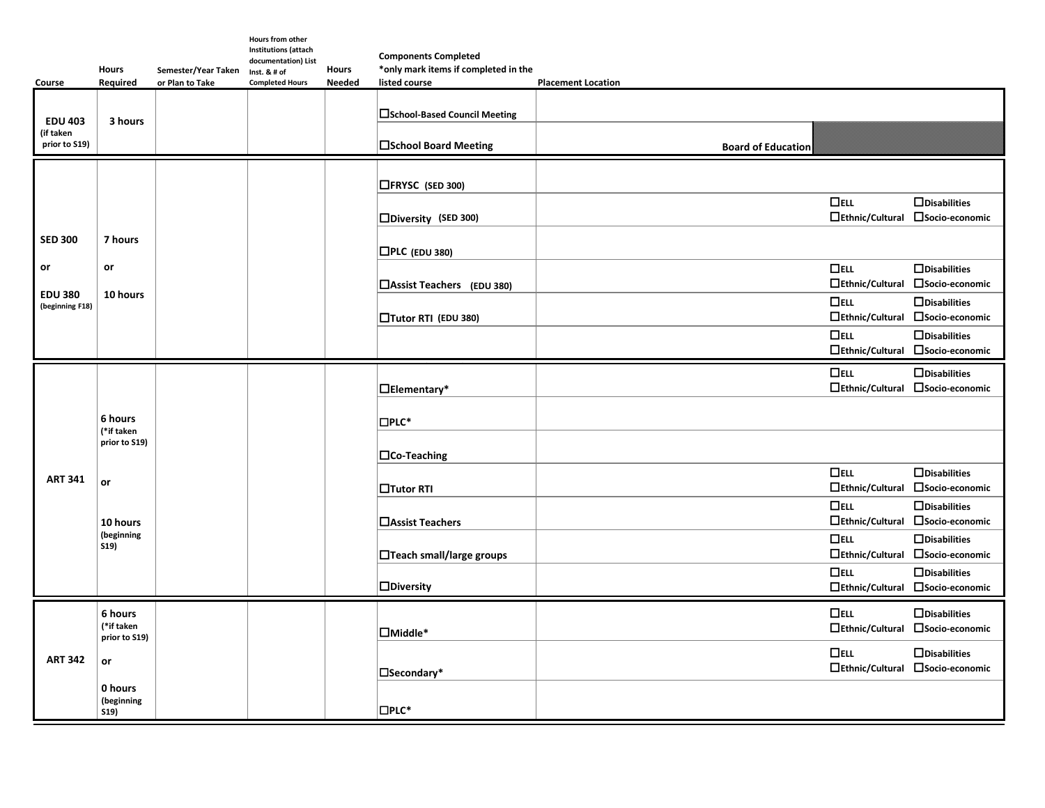| Course | Hours Required | Semester/Year Taken or Plan to Take | Hours from other Institutions (attach documentation) List Inst. & # of Completed Hours | Hours Needed | Components Completed *only mark items if completed in the listed course | Placement Location | | |
|---|---|---|---|---|---|---|---|---|
| EDU 403 (if taken prior to S19) | 3 hours | | | | ☐School-Based Council Meeting | | | |
| | | | | | ☐School Board Meeting | Board of Education | | |
| SED 300 or EDU 380 (beginning F18) | 7 hours or 10 hours | | | | ☐FRYSC (SED 300) | | | |
| | | | | | ☐Diversity (SED 300) | | ☐ELL ☐Ethnic/Cultural | ☐Disabilities ☐Socio-economic |
| | | | | | ☐PLC (EDU 380) | | | |
| | | | | | ☐Assist Teachers (EDU 380) | | ☐ELL ☐Ethnic/Cultural | ☐Disabilities ☐Socio-economic |
| | | | | | ☐Tutor RTI (EDU 380) | | ☐ELL ☐Ethnic/Cultural | ☐Disabilities ☐Socio-economic |
| | | | | | | | ☐ELL ☐Ethnic/Cultural | ☐Disabilities ☐Socio-economic |
| ART 341 | 6 hours (*if taken prior to S19) or 10 hours (beginning S19) | | | | ☐Elementary* | | ☐ELL ☐Ethnic/Cultural | ☐Disabilities ☐Socio-economic |
| | | | | | ☐PLC* | | | |
| | | | | | ☐Co-Teaching | | | |
| | | | | | ☐Tutor RTI | | ☐ELL ☐Ethnic/Cultural | ☐Disabilities ☐Socio-economic |
| | | | | | ☐Assist Teachers | | ☐ELL ☐Ethnic/Cultural | ☐Disabilities ☐Socio-economic |
| | | | | | ☐Teach small/large groups | | ☐ELL ☐Ethnic/Cultural | ☐Disabilities ☐Socio-economic |
| | | | | | ☐Diversity | | ☐ELL ☐Ethnic/Cultural | ☐Disabilities ☐Socio-economic |
| ART 342 | 6 hours (*if taken prior to S19) or 0 hours (beginning S19) | | | | ☐Middle* | | ☐ELL ☐Ethnic/Cultural | ☐Disabilities ☐Socio-economic |
| | | | | | ☐Secondary* | | ☐ELL ☐Ethnic/Cultural | ☐Disabilities ☐Socio-economic |
| | | | | | ☐PLC* | | | |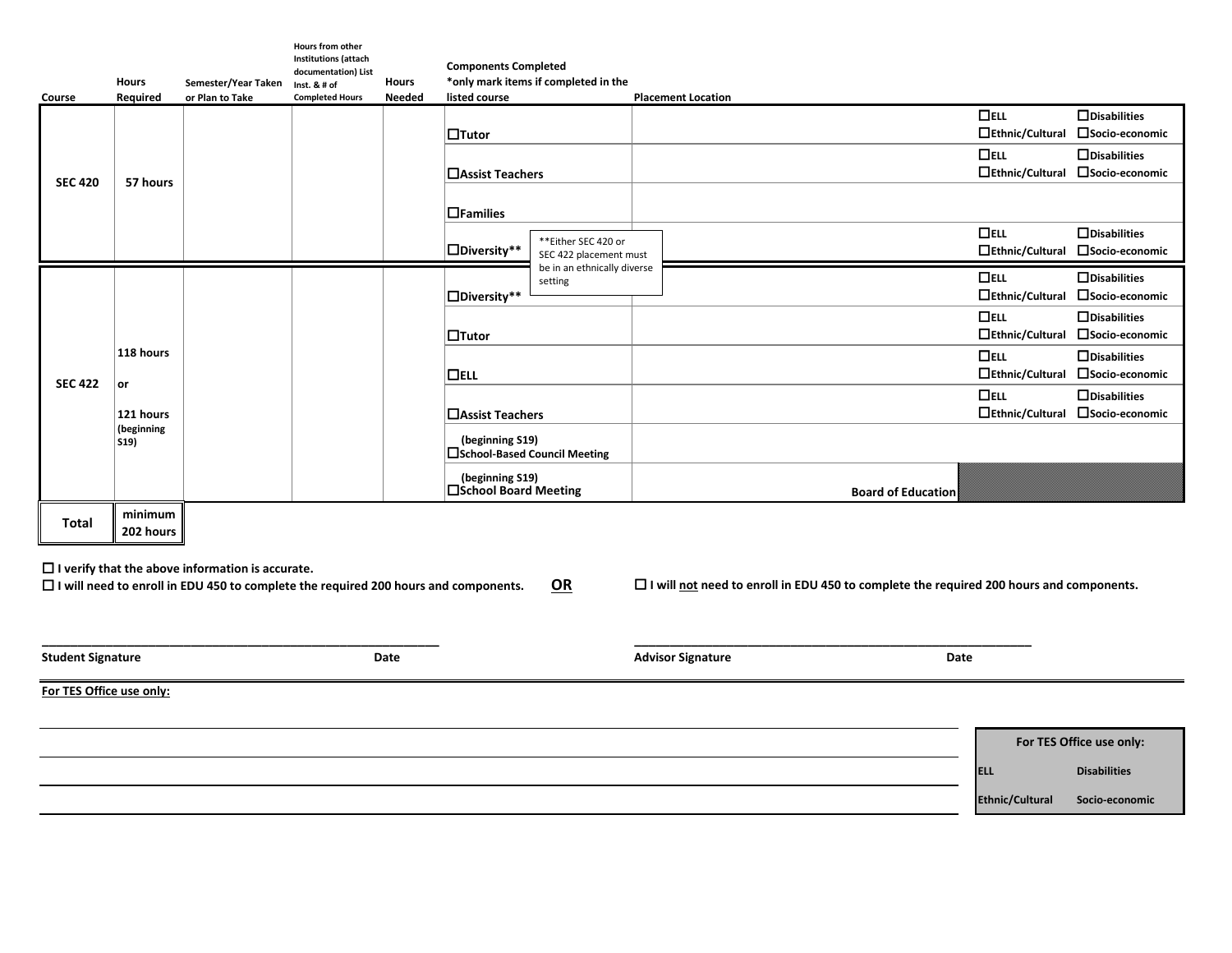| Course | Hours Required | Semester/Year Taken or Plan to Take | Hours from other Institutions (attach documentation) List Inst. & # of Completed Hours | Hours Needed | Components Completed *only mark items if completed in the listed course | Placement Location | | |
|---|---|---|---|---|---|---|---|---|
| SEC 420 | 57 hours | | | | ☐Tutor | | ☐ELL ☐Ethnic/Cultural | ☐Disabilities ☐Socio-economic |
| | | | | | ☐Assist Teachers | | ☐ELL ☐Ethnic/Cultural | ☐Disabilities ☐Socio-economic |
| | | | | | ☐Families | | | |
| | | | | | ☐Diversity** | | ☐ELL ☐Ethnic/Cultural | ☐Disabilities ☐Socio-economic |
| SEC 422 | 118 hours or 121 hours (beginning S19) | | | | ☐Diversity** | | ☐ELL ☐Ethnic/Cultural | ☐Disabilities ☐Socio-economic |
| | | | | | ☐Tutor | | ☐ELL ☐Ethnic/Cultural | ☐Disabilities ☐Socio-economic |
| | | | | | ☐ELL | | ☐ELL ☐Ethnic/Cultural | ☐Disabilities ☐Socio-economic |
| | | | | | ☐Assist Teachers | | ☐ELL ☐Ethnic/Cultural | ☐Disabilities ☐Socio-economic |
| | | | | | (beginning S19) ☐School-Based Council Meeting | | | |
| | | | | | (beginning S19) ☐School Board Meeting | Board of Education | | |
| Total | minimum 202 hours | | | | | | | |

**Either SEC 420 or SEC 422 placement must be in an ethnically diverse setting

☐ I verify that the above information is accurate.

☐ I will need to enroll in EDU 450 to complete the required 200 hours and components. **OR** ☐ I will not need to enroll in EDU 450 to complete the required 200 hours and components.

\_\_\_\_\_\_\_\_\_\_\_\_\_\_\_\_\_\_\_\_\_\_\_\_\_\_\_\_\_\_\_\_\_\_\_\_\_\_\_\_\_\_\_\_\_\_\_\_\_\_\_\_\_\_\_\_
**Student Signature** **Date**

\_\_\_\_\_\_\_\_\_\_\_\_\_\_\_\_\_\_\_\_\_\_\_\_\_\_\_\_\_\_\_\_\_\_\_\_\_\_\_\_\_\_\_\_\_\_\_\_\_\_\_\_\_\_\_\_
**Advisor Signature** **Date**

**For TES Office use only:**

| For TES Office use only: | |
|---|---|
| ELL | Disabilities |
| Ethnic/Cultural | Socio-economic |